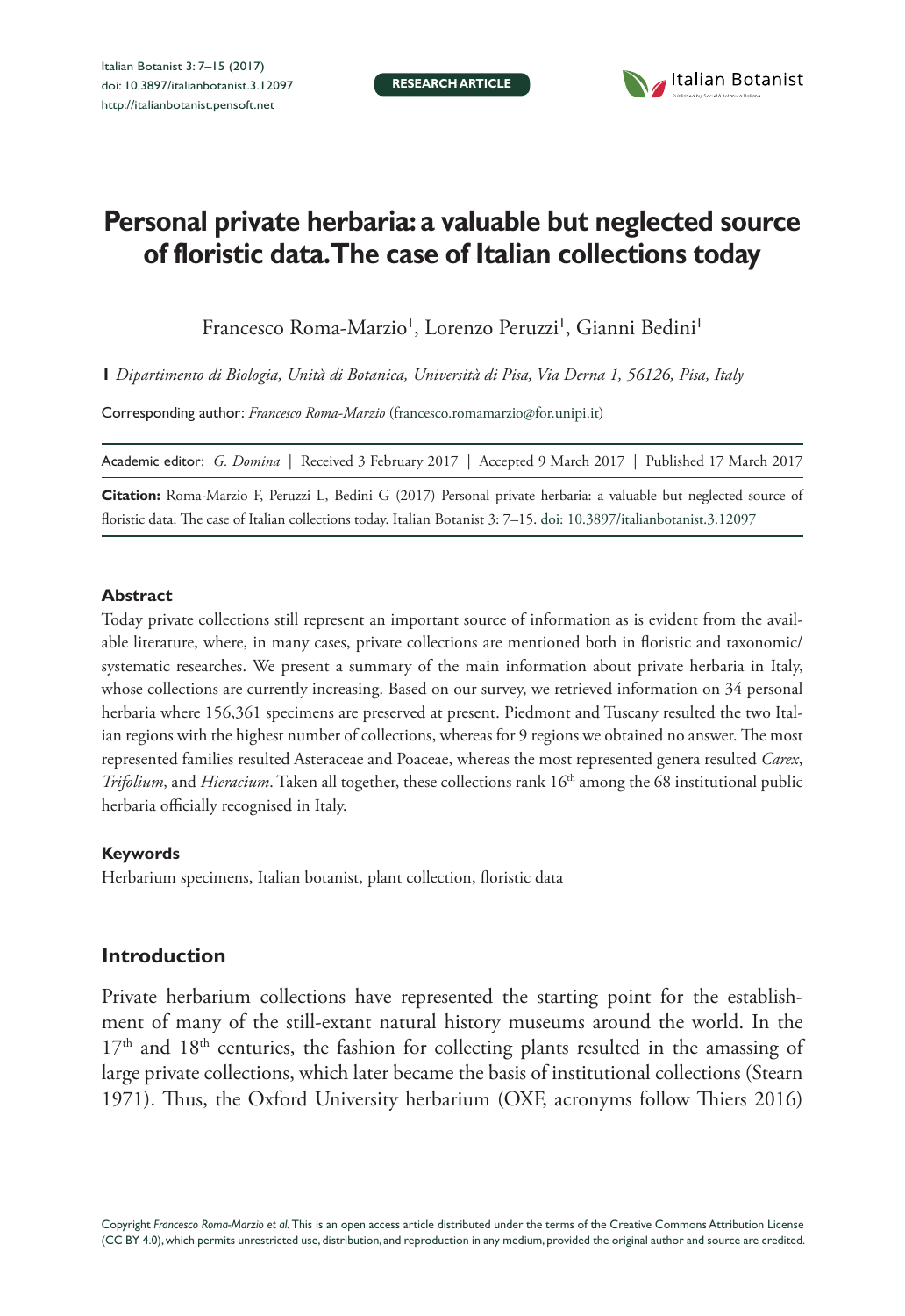# Personal private herbaria: a valuable but neglected source of floristic data. The case of Italian collections today

Francesco Roma-Marzio[1], Lorenzo Peruzzi[1], Gianni Bedini[1]

[1] *Dipartimento di Biologia, Unità di Botanica, Università di Pisa, Via Derna 1, 56126, Pisa, Italy*

Corresponding author: *Francesco Roma-Marzio* (francesco.romamarzio@for.unipi.it)

Academic editor: *G. Domina* | Received 3 February 2017 | Accepted 9 March 2017 | Published 17 March 2017

**Citation:** Roma-Marzio F, Peruzzi L, Bedini G (2017) Personal private herbaria: a valuable but neglected source of floristic data. The case of Italian collections today. Italian Botanist 3: 7–15. doi: 10.3897/italianbotanist.3.12097

### Abstract

Today private collections still represent an important source of information as is evident from the available literature, where, in many cases, private collections are mentioned both in floristic and taxonomic/systematic researches. We present a summary of the main information about private herbaria in Italy, whose collections are currently increasing. Based on our survey, we retrieved information on 34 personal herbaria where 156,361 specimens are preserved at present. Piedmont and Tuscany resulted the two Italian regions with the highest number of collections, whereas for 9 regions we obtained no answer. The most represented families resulted Asteraceae and Poaceae, whereas the most represented genera resulted *Carex*, *Trifolium*, and *Hieracium*. Taken all together, these collections rank 16th among the 68 institutional public herbaria officially recognised in Italy.

### Keywords

Herbarium specimens, Italian botanist, plant collection, floristic data

## Introduction

Private herbarium collections have represented the starting point for the establishment of many of the still-extant natural history museums around the world. In the 17th and 18th centuries, the fashion for collecting plants resulted in the amassing of large private collections, which later became the basis of institutional collections (Stearn 1971). Thus, the Oxford University herbarium (OXF, acronyms follow Thiers 2016)

Copyright *Francesco Roma-Marzio et al.* This is an open access article distributed under the terms of the Creative Commons Attribution License (CC BY 4.0), which permits unrestricted use, distribution, and reproduction in any medium, provided the original author and source are credited.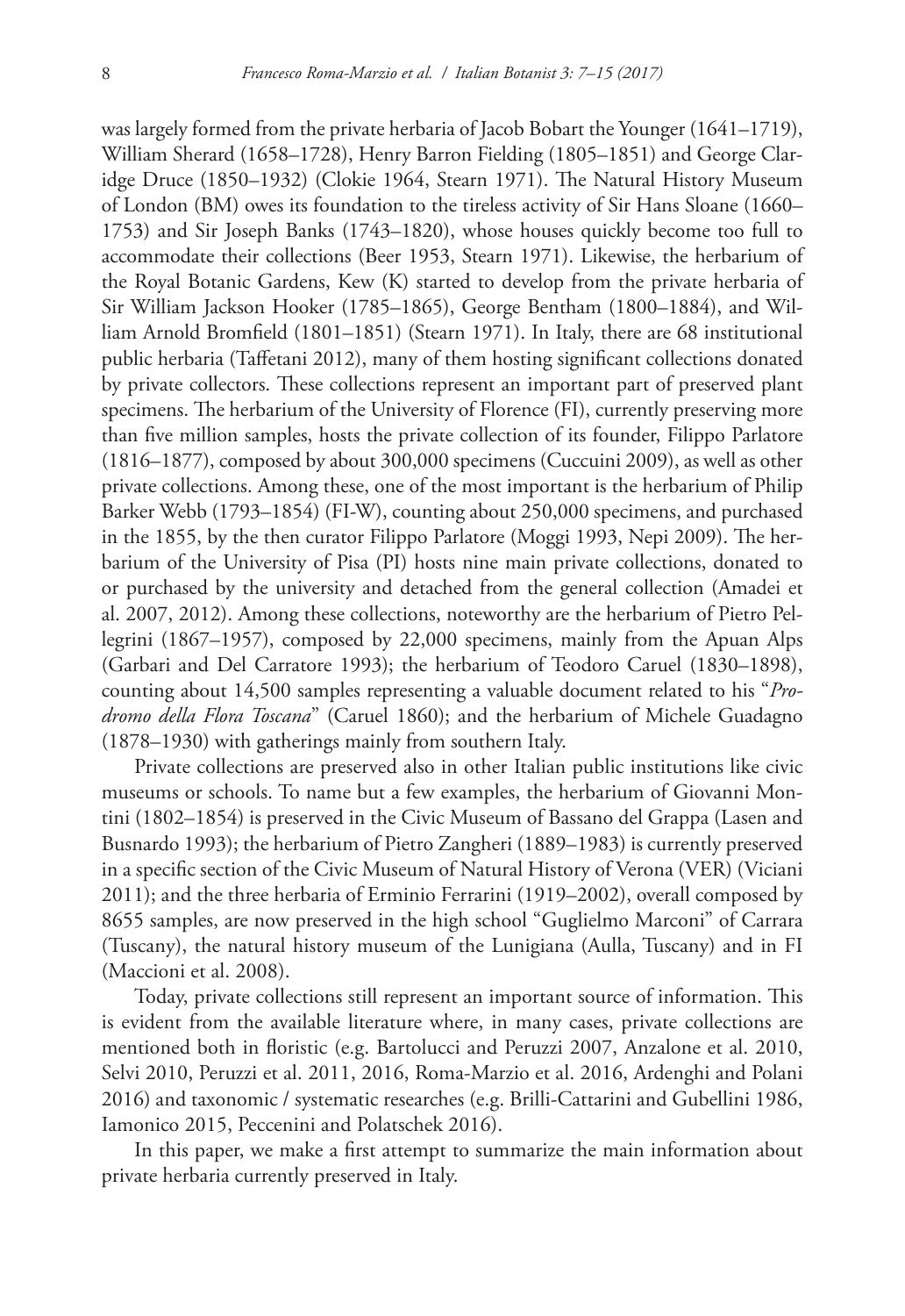was largely formed from the private herbaria of Jacob Bobart the Younger (1641–1719), William Sherard (1658–1728), Henry Barron Fielding (1805–1851) and George Claridge Druce (1850–1932) (Clokie 1964, Stearn 1971). The Natural History Museum of London (BM) owes its foundation to the tireless activity of Sir Hans Sloane (1660–1753) and Sir Joseph Banks (1743–1820), whose houses quickly become too full to accommodate their collections (Beer 1953, Stearn 1971). Likewise, the herbarium of the Royal Botanic Gardens, Kew (K) started to develop from the private herbaria of Sir William Jackson Hooker (1785–1865), George Bentham (1800–1884), and William Arnold Bromfield (1801–1851) (Stearn 1971). In Italy, there are 68 institutional public herbaria (Taffetani 2012), many of them hosting significant collections donated by private collectors. These collections represent an important part of preserved plant specimens. The herbarium of the University of Florence (FI), currently preserving more than five million samples, hosts the private collection of its founder, Filippo Parlatore (1816–1877), composed by about 300,000 specimens (Cuccuini 2009), as well as other private collections. Among these, one of the most important is the herbarium of Philip Barker Webb (1793–1854) (FI-W), counting about 250,000 specimens, and purchased in the 1855, by the then curator Filippo Parlatore (Moggi 1993, Nepi 2009). The herbarium of the University of Pisa (PI) hosts nine main private collections, donated to or purchased by the university and detached from the general collection (Amadei et al. 2007, 2012). Among these collections, noteworthy are the herbarium of Pietro Pellegrini (1867–1957), composed by 22,000 specimens, mainly from the Apuan Alps (Garbari and Del Carratore 1993); the herbarium of Teodoro Caruel (1830–1898), counting about 14,500 samples representing a valuable document related to his "*Prodromo della Flora Toscana*" (Caruel 1860); and the herbarium of Michele Guadagno (1878–1930) with gatherings mainly from southern Italy.

Private collections are preserved also in other Italian public institutions like civic museums or schools. To name but a few examples, the herbarium of Giovanni Montini (1802–1854) is preserved in the Civic Museum of Bassano del Grappa (Lasen and Busnardo 1993); the herbarium of Pietro Zangheri (1889–1983) is currently preserved in a specific section of the Civic Museum of Natural History of Verona (VER) (Viciani 2011); and the three herbaria of Erminio Ferrarini (1919–2002), overall composed by 8655 samples, are now preserved in the high school "Guglielmo Marconi" of Carrara (Tuscany), the natural history museum of the Lunigiana (Aulla, Tuscany) and in FI (Maccioni et al. 2008).

Today, private collections still represent an important source of information. This is evident from the available literature where, in many cases, private collections are mentioned both in floristic (e.g. Bartolucci and Peruzzi 2007, Anzalone et al. 2010, Selvi 2010, Peruzzi et al. 2011, 2016, Roma-Marzio et al. 2016, Ardenghi and Polani 2016) and taxonomic / systematic researches (e.g. Brilli-Cattarini and Gubellini 1986, Iamonico 2015, Peccenini and Polatschek 2016).

In this paper, we make a first attempt to summarize the main information about private herbaria currently preserved in Italy.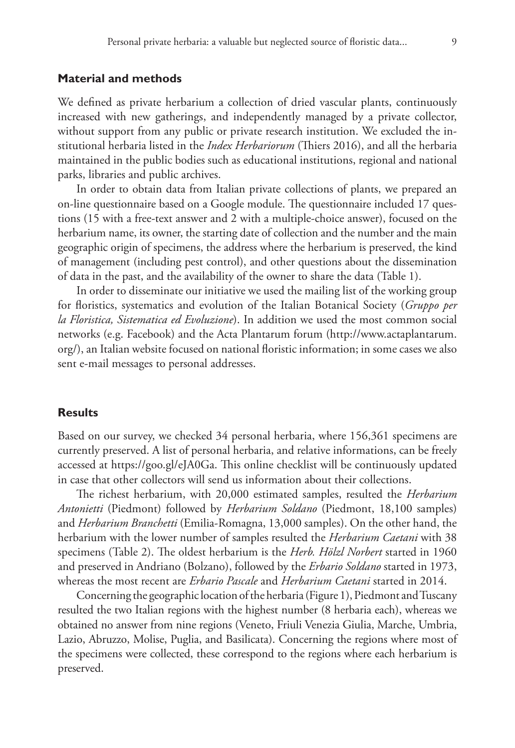## Material and methods

We defined as private herbarium a collection of dried vascular plants, continuously increased with new gatherings, and independently managed by a private collector, without support from any public or private research institution. We excluded the institutional herbaria listed in the *Index Herbariorum* (Thiers 2016), and all the herbaria maintained in the public bodies such as educational institutions, regional and national parks, libraries and public archives.

In order to obtain data from Italian private collections of plants, we prepared an on-line questionnaire based on a Google module. The questionnaire included 17 questions (15 with a free-text answer and 2 with a multiple-choice answer), focused on the herbarium name, its owner, the starting date of collection and the number and the main geographic origin of specimens, the address where the herbarium is preserved, the kind of management (including pest control), and other questions about the dissemination of data in the past, and the availability of the owner to share the data (Table 1).

In order to disseminate our initiative we used the mailing list of the working group for floristics, systematics and evolution of the Italian Botanical Society (*Gruppo per la Floristica, Sistematica ed Evoluzione*). In addition we used the most common social networks (e.g. Facebook) and the Acta Plantarum forum (http://www.actaplantarum.org/), an Italian website focused on national floristic information; in some cases we also sent e-mail messages to personal addresses.

## Results

Based on our survey, we checked 34 personal herbaria, where 156,361 specimens are currently preserved. A list of personal herbaria, and relative informations, can be freely accessed at https://goo.gl/eJA0Ga. This online checklist will be continuously updated in case that other collectors will send us information about their collections.

The richest herbarium, with 20,000 estimated samples, resulted the *Herbarium Antonietti* (Piedmont) followed by *Herbarium Soldano* (Piedmont, 18,100 samples) and *Herbarium Branchetti* (Emilia-Romagna, 13,000 samples). On the other hand, the herbarium with the lower number of samples resulted the *Herbarium Caetani* with 38 specimens (Table 2). The oldest herbarium is the *Herb. Hölzl Norbert* started in 1960 and preserved in Andriano (Bolzano), followed by the *Erbario Soldano* started in 1973, whereas the most recent are *Erbario Pascale* and *Herbarium Caetani* started in 2014.

Concerning the geographic location of the herbaria (Figure 1), Piedmont and Tuscany resulted the two Italian regions with the highest number (8 herbaria each), whereas we obtained no answer from nine regions (Veneto, Friuli Venezia Giulia, Marche, Umbria, Lazio, Abruzzo, Molise, Puglia, and Basilicata). Concerning the regions where most of the specimens were collected, these correspond to the regions where each herbarium is preserved.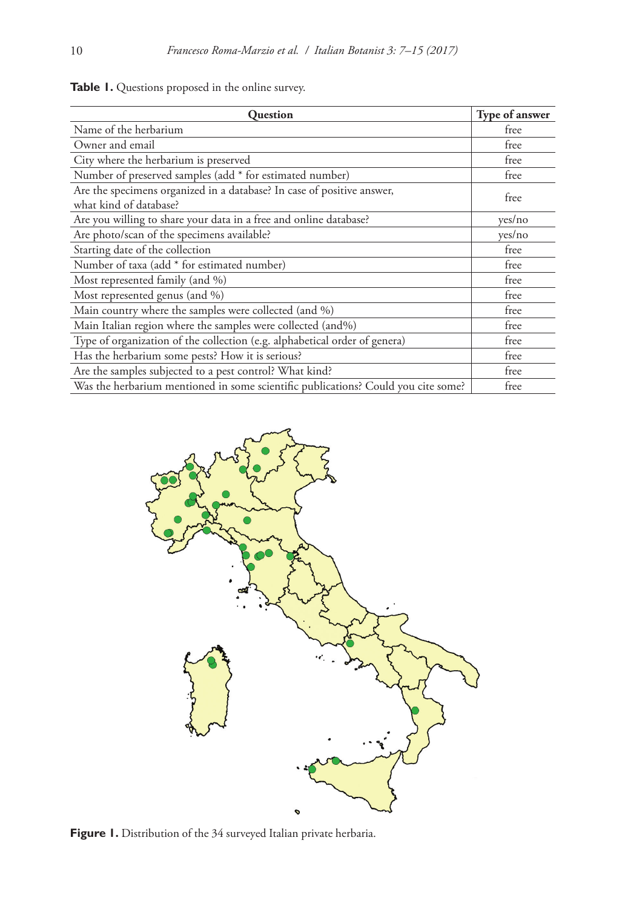**Table 1.** Questions proposed in the online survey.

| Question | Type of answer |
|---|---|
| Name of the herbarium | free |
| Owner and email | free |
| City where the herbarium is preserved | free |
| Number of preserved samples (add * for estimated number) | free |
| Are the specimens organized in a database? In case of positive answer, what kind of database? | free |
| Are you willing to share your data in a free and online database? | yes/no |
| Are photo/scan of the specimens available? | yes/no |
| Starting date of the collection | free |
| Number of taxa (add * for estimated number) | free |
| Most represented family (and %) | free |
| Most represented genus (and %) | free |
| Main country where the samples were collected (and %) | free |
| Main Italian region where the samples were collected (and%) | free |
| Type of organization of the collection (e.g. alphabetical order of genera) | free |
| Has the herbarium some pests? How it is serious? | free |
| Are the samples subjected to a pest control? What kind? | free |
| Was the herbarium mentioned in some scientific publications? Could you cite some? | free |

**Figure 1.** Distribution of the 34 surveyed Italian private herbaria.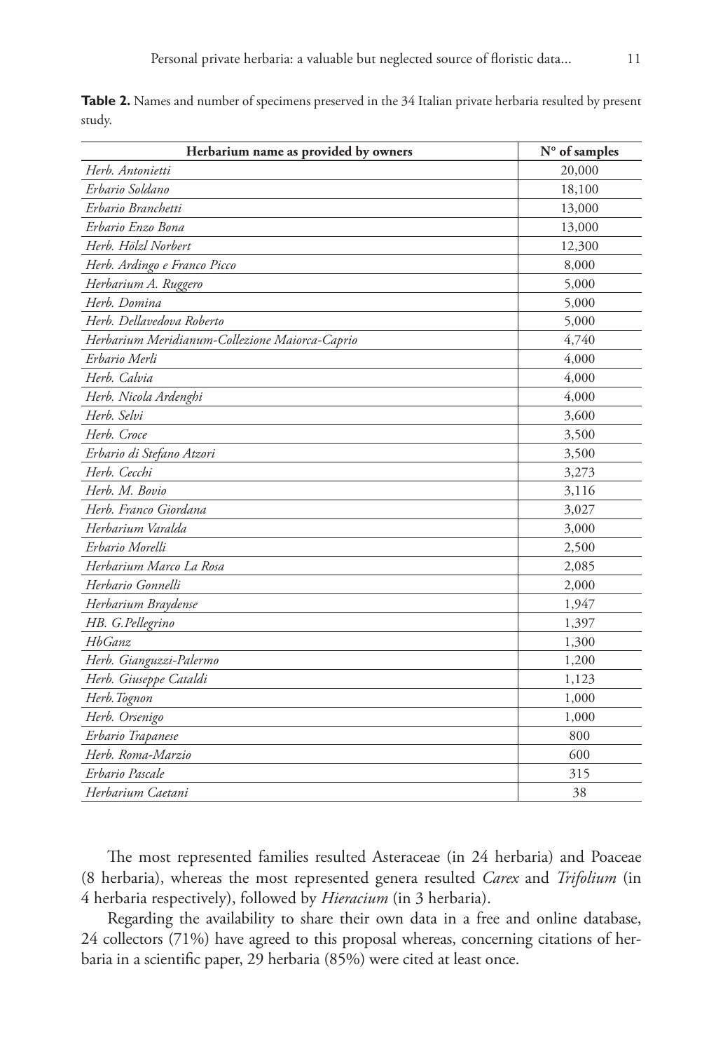**Table 2.** Names and number of specimens preserved in the 34 Italian private herbaria resulted by present study.

| Herbarium name as provided by owners | N° of samples |
|---|---|
| *Herb. Antonietti* | 20,000 |
| *Erbario Soldano* | 18,100 |
| *Erbario Branchetti* | 13,000 |
| *Erbario Enzo Bona* | 13,000 |
| *Herb. Hölzl Norbert* | 12,300 |
| *Herb. Ardingo e Franco Picco* | 8,000 |
| *Herbarium A. Ruggero* | 5,000 |
| *Herb. Domina* | 5,000 |
| *Herb. Dellavedova Roberto* | 5,000 |
| *Herbarium Meridianum-Collezione Maiorca-Caprio* | 4,740 |
| *Erbario Merli* | 4,000 |
| *Herb. Calvia* | 4,000 |
| *Herb. Nicola Ardenghi* | 4,000 |
| *Herb. Selvi* | 3,600 |
| *Herb. Croce* | 3,500 |
| *Erbario di Stefano Atzori* | 3,500 |
| *Herb. Cecchi* | 3,273 |
| *Herb. M. Bovio* | 3,116 |
| *Herb. Franco Giordana* | 3,027 |
| *Herbarium Varalda* | 3,000 |
| *Erbario Morelli* | 2,500 |
| *Herbarium Marco La Rosa* | 2,085 |
| *Herbario Gonnelli* | 2,000 |
| *Herbarium Braydense* | 1,947 |
| *HB. G.Pellegrino* | 1,397 |
| *HbGanz* | 1,300 |
| *Herb. Gianguzzi-Palermo* | 1,200 |
| *Herb. Giuseppe Cataldi* | 1,123 |
| *Herb.Tognon* | 1,000 |
| *Herb. Orsenigo* | 1,000 |
| *Erbario Trapanese* | 800 |
| *Herb. Roma-Marzio* | 600 |
| *Erbario Pascale* | 315 |
| *Herbarium Caetani* | 38 |

The most represented families resulted Asteraceae (in 24 herbaria) and Poaceae (8 herbaria), whereas the most represented genera resulted *Carex* and *Trifolium* (in 4 herbaria respectively), followed by *Hieracium* (in 3 herbaria).

Regarding the availability to share their own data in a free and online database, 24 collectors (71%) have agreed to this proposal whereas, concerning citations of herbaria in a scientific paper, 29 herbaria (85%) were cited at least once.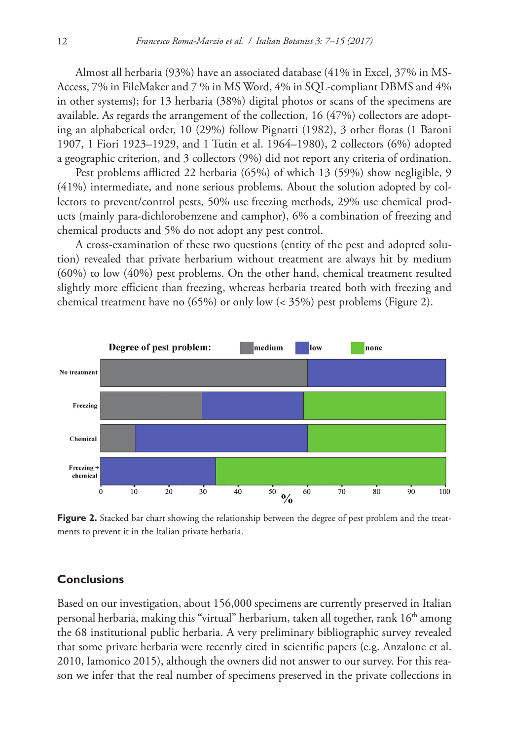Almost all herbaria (93%) have an associated database (41% in Excel, 37% in MS-Access, 7% in FileMaker and 7 % in MS Word, 4% in SQL-compliant DBMS and 4% in other systems); for 13 herbaria (38%) digital photos or scans of the specimens are available. As regards the arrangement of the collection, 16 (47%) collectors are adopting an alphabetical order, 10 (29%) follow Pignatti (1982), 3 other floras (1 Baroni 1907, 1 Fiori 1923–1929, and 1 Tutin et al. 1964–1980), 2 collectors (6%) adopted a geographic criterion, and 3 collectors (9%) did not report any criteria of ordination.

Pest problems afflicted 22 herbaria (65%) of which 13 (59%) show negligible, 9 (41%) intermediate, and none serious problems. About the solution adopted by collectors to prevent/control pests, 50% use freezing methods, 29% use chemical products (mainly para-dichlorobenzene and camphor), 6% a combination of freezing and chemical products and 5% do not adopt any pest control.

A cross-examination of these two questions (entity of the pest and adopted solution) revealed that private herbarium without treatment are always hit by medium (60%) to low (40%) pest problems. On the other hand, chemical treatment resulted slightly more efficient than freezing, whereas herbaria treated both with freezing and chemical treatment have no (65%) or only low (< 35%) pest problems (Figure 2).

**Figure 2.** Stacked bar chart showing the relationship between the degree of pest problem and the treatments to prevent it in the Italian private herbaria.

## Conclusions

Based on our investigation, about 156,000 specimens are currently preserved in Italian personal herbaria, making this "virtual" herbarium, taken all together, rank 16[th] among the 68 institutional public herbaria. A very preliminary bibliographic survey revealed that some private herbaria were recently cited in scientific papers (e.g. Anzalone et al. 2010, Iamonico 2015), although the owners did not answer to our survey. For this reason we infer that the real number of specimens preserved in the private collections in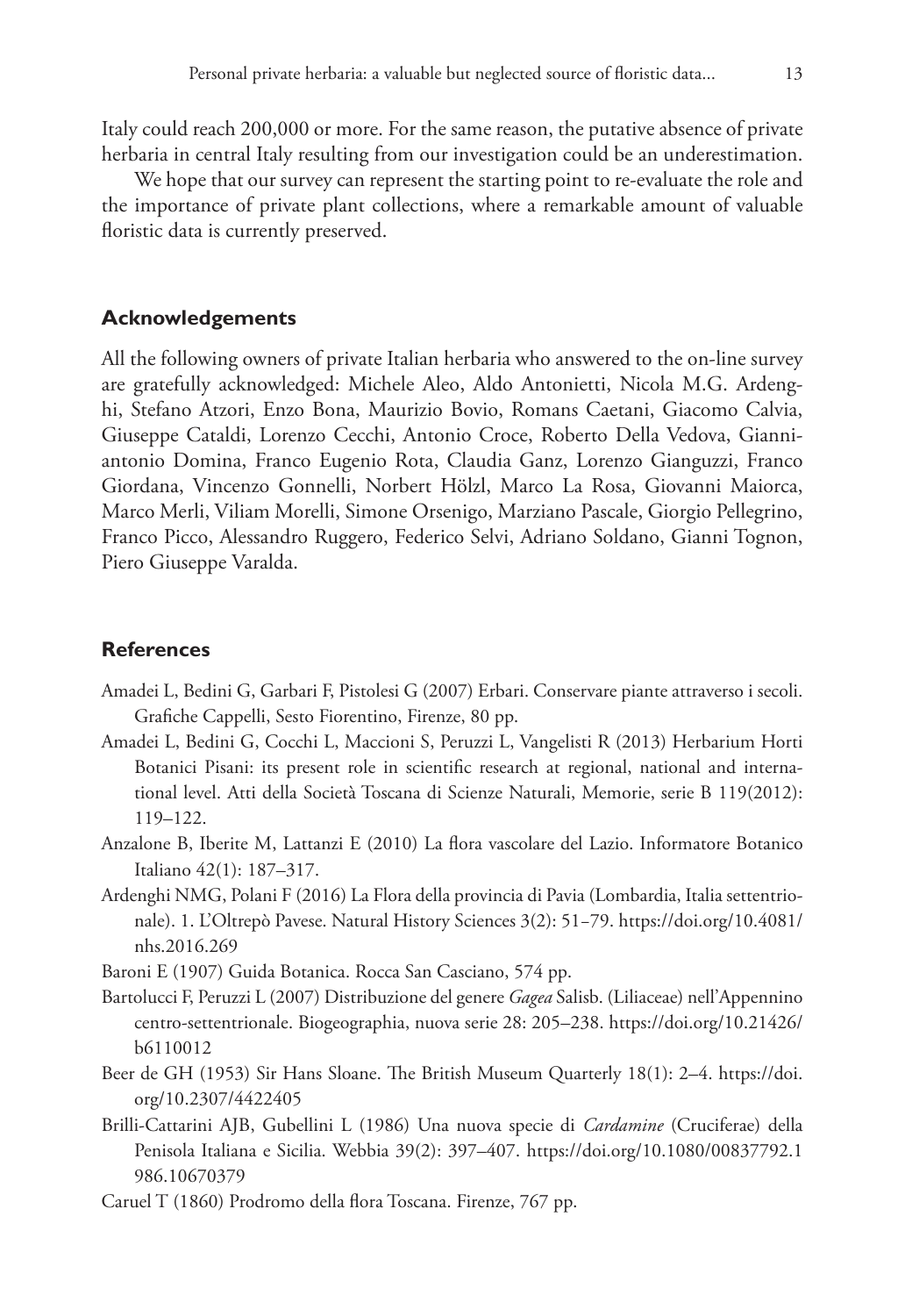Italy could reach 200,000 or more. For the same reason, the putative absence of private herbaria in central Italy resulting from our investigation could be an underestimation.

We hope that our survey can represent the starting point to re-evaluate the role and the importance of private plant collections, where a remarkable amount of valuable floristic data is currently preserved.

## Acknowledgements

All the following owners of private Italian herbaria who answered to the on-line survey are gratefully acknowledged: Michele Aleo, Aldo Antonietti, Nicola M.G. Ardenghi, Stefano Atzori, Enzo Bona, Maurizio Bovio, Romans Caetani, Giacomo Calvia, Giuseppe Cataldi, Lorenzo Cecchi, Antonio Croce, Roberto Della Vedova, Gianniantonio Domina, Franco Eugenio Rota, Claudia Ganz, Lorenzo Gianguzzi, Franco Giordana, Vincenzo Gonnelli, Norbert Hölzl, Marco La Rosa, Giovanni Maiorca, Marco Merli, Viliam Morelli, Simone Orsenigo, Marziano Pascale, Giorgio Pellegrino, Franco Picco, Alessandro Ruggero, Federico Selvi, Adriano Soldano, Gianni Tognon, Piero Giuseppe Varalda.

## References

Amadei L, Bedini G, Garbari F, Pistolesi G (2007) Erbari. Conservare piante attraverso i secoli. Grafiche Cappelli, Sesto Fiorentino, Firenze, 80 pp.

Amadei L, Bedini G, Cocchi L, Maccioni S, Peruzzi L, Vangelisti R (2013) Herbarium Horti Botanici Pisani: its present role in scientific research at regional, national and international level. Atti della Società Toscana di Scienze Naturali, Memorie, serie B 119(2012): 119–122.

Anzalone B, Iberite M, Lattanzi E (2010) La flora vascolare del Lazio. Informatore Botanico Italiano 42(1): 187–317.

Ardenghi NMG, Polani F (2016) La Flora della provincia di Pavia (Lombardia, Italia settentrionale). 1. L'Oltrepò Pavese. Natural History Sciences 3(2): 51–79. https://doi.org/10.4081/nhs.2016.269

Baroni E (1907) Guida Botanica. Rocca San Casciano, 574 pp.

Bartolucci F, Peruzzi L (2007) Distribuzione del genere *Gagea* Salisb. (Liliaceae) nell'Appennino centro-settentrionale. Biogeographia, nuova serie 28: 205–238. https://doi.org/10.21426/b6110012

Beer de GH (1953) Sir Hans Sloane. The British Museum Quarterly 18(1): 2–4. https://doi.org/10.2307/4422405

Brilli-Cattarini AJB, Gubellini L (1986) Una nuova specie di *Cardamine* (Cruciferae) della Penisola Italiana e Sicilia. Webbia 39(2): 397–407. https://doi.org/10.1080/00837792.1986.10670379

Caruel T (1860) Prodromo della flora Toscana. Firenze, 767 pp.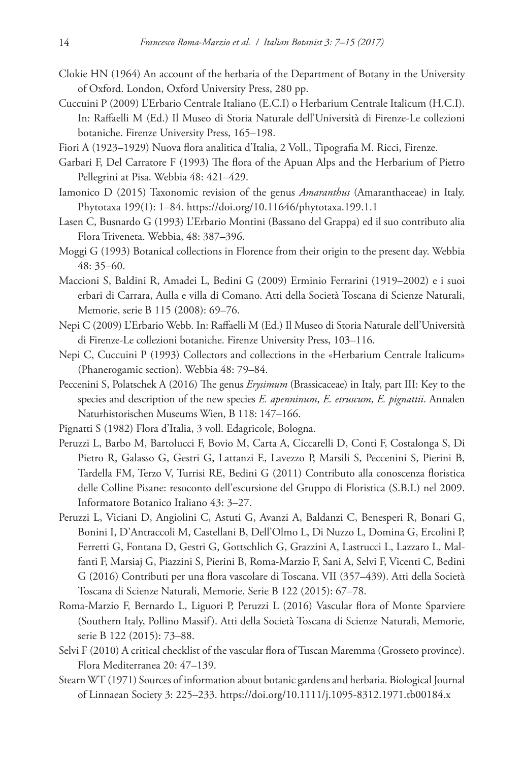Clokie HN (1964) An account of the herbaria of the Department of Botany in the University of Oxford. London, Oxford University Press, 280 pp.

Cuccuini P (2009) L'Erbario Centrale Italiano (E.C.I) o Herbarium Centrale Italicum (H.C.I). In: Raffaelli M (Ed.) Il Museo di Storia Naturale dell'Università di Firenze-Le collezioni botaniche. Firenze University Press, 165–198.

Fiori A (1923–1929) Nuova flora analitica d'Italia, 2 Voll., Tipografia M. Ricci, Firenze.

Garbari F, Del Carratore F (1993) The flora of the Apuan Alps and the Herbarium of Pietro Pellegrini at Pisa. Webbia 48: 421–429.

Iamonico D (2015) Taxonomic revision of the genus *Amaranthus* (Amaranthaceae) in Italy. Phytotaxa 199(1): 1–84. https://doi.org/10.11646/phytotaxa.199.1.1

Lasen C, Busnardo G (1993) L'Erbario Montini (Bassano del Grappa) ed il suo contributo alia Flora Triveneta. Webbia, 48: 387–396.

Moggi G (1993) Botanical collections in Florence from their origin to the present day. Webbia 48: 35–60.

Maccioni S, Baldini R, Amadei L, Bedini G (2009) Erminio Ferrarini (1919–2002) e i suoi erbari di Carrara, Aulla e villa di Comano. Atti della Società Toscana di Scienze Naturali, Memorie, serie B 115 (2008): 69–76.

Nepi C (2009) L'Erbario Webb. In: Raffaelli M (Ed.) Il Museo di Storia Naturale dell'Università di Firenze-Le collezioni botaniche. Firenze University Press, 103–116.

Nepi C, Cuccuini P (1993) Collectors and collections in the «Herbarium Centrale Italicum» (Phanerogamic section). Webbia 48: 79–84.

Peccenini S, Polatschek A (2016) The genus *Erysimum* (Brassicaceae) in Italy, part III: Key to the species and description of the new species *E. apenninum*, *E. etruscum*, *E. pignattii*. Annalen Naturhistorischen Museums Wien, B 118: 147–166.

Pignatti S (1982) Flora d'Italia, 3 voll. Edagricole, Bologna.

Peruzzi L, Barbo M, Bartolucci F, Bovio M, Carta A, Ciccarelli D, Conti F, Costalonga S, Di Pietro R, Galasso G, Gestri G, Lattanzi E, Lavezzo P, Marsili S, Peccenini S, Pierini B, Tardella FM, Terzo V, Turrisi RE, Bedini G (2011) Contributo alla conoscenza floristica delle Colline Pisane: resoconto dell'escursione del Gruppo di Floristica (S.B.I.) nel 2009. Informatore Botanico Italiano 43: 3–27.

Peruzzi L, Viciani D, Angiolini C, Astuti G, Avanzi A, Baldanzi C, Benesperi R, Bonari G, Bonini I, D'Antraccoli M, Castellani B, Dell'Olmo L, Di Nuzzo L, Domina G, Ercolini P, Ferretti G, Fontana D, Gestri G, Gottschlich G, Grazzini A, Lastrucci L, Lazzaro L, Malfanti F, Marsiaj G, Piazzini S, Pierini B, Roma-Marzio F, Sani A, Selvi F, Vicenti C, Bedini G (2016) Contributi per una flora vascolare di Toscana. VII (357–439). Atti della Società Toscana di Scienze Naturali, Memorie, Serie B 122 (2015): 67–78.

Roma-Marzio F, Bernardo L, Liguori P, Peruzzi L (2016) Vascular flora of Monte Sparviere (Southern Italy, Pollino Massif). Atti della Società Toscana di Scienze Naturali, Memorie, serie B 122 (2015): 73–88.

Selvi F (2010) A critical checklist of the vascular flora of Tuscan Maremma (Grosseto province). Flora Mediterranea 20: 47–139.

Stearn WT (1971) Sources of information about botanic gardens and herbaria. Biological Journal of Linnaean Society 3: 225–233. https://doi.org/10.1111/j.1095-8312.1971.tb00184.x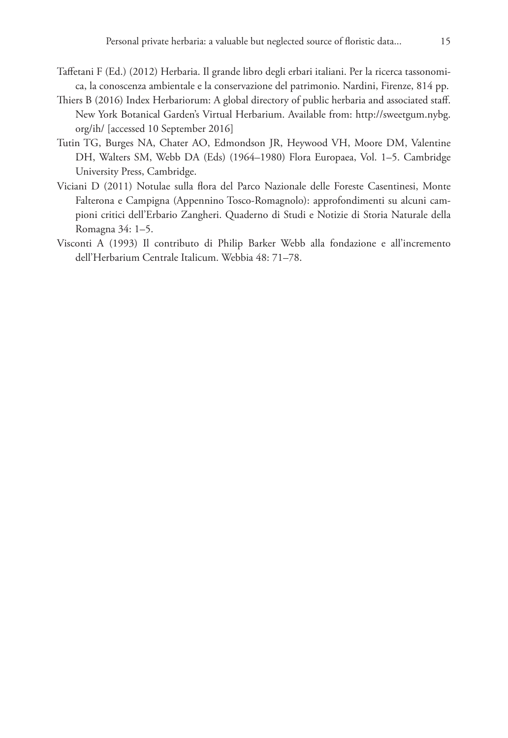Taffetani F (Ed.) (2012) Herbaria. Il grande libro degli erbari italiani. Per la ricerca tassonomica, la conoscenza ambientale e la conservazione del patrimonio. Nardini, Firenze, 814 pp.

Thiers B (2016) Index Herbariorum: A global directory of public herbaria and associated staff. New York Botanical Garden's Virtual Herbarium. Available from: http://sweetgum.nybg.org/ih/ [accessed 10 September 2016]

Tutin TG, Burges NA, Chater AO, Edmondson JR, Heywood VH, Moore DM, Valentine DH, Walters SM, Webb DA (Eds) (1964–1980) Flora Europaea, Vol. 1–5. Cambridge University Press, Cambridge.

Viciani D (2011) Notulae sulla flora del Parco Nazionale delle Foreste Casentinesi, Monte Falterona e Campigna (Appennino Tosco-Romagnolo): approfondimenti su alcuni campioni critici dell'Erbario Zangheri. Quaderno di Studi e Notizie di Storia Naturale della Romagna 34: 1–5.

Visconti A (1993) Il contributo di Philip Barker Webb alla fondazione e all'incremento dell'Herbarium Centrale Italicum. Webbia 48: 71–78.